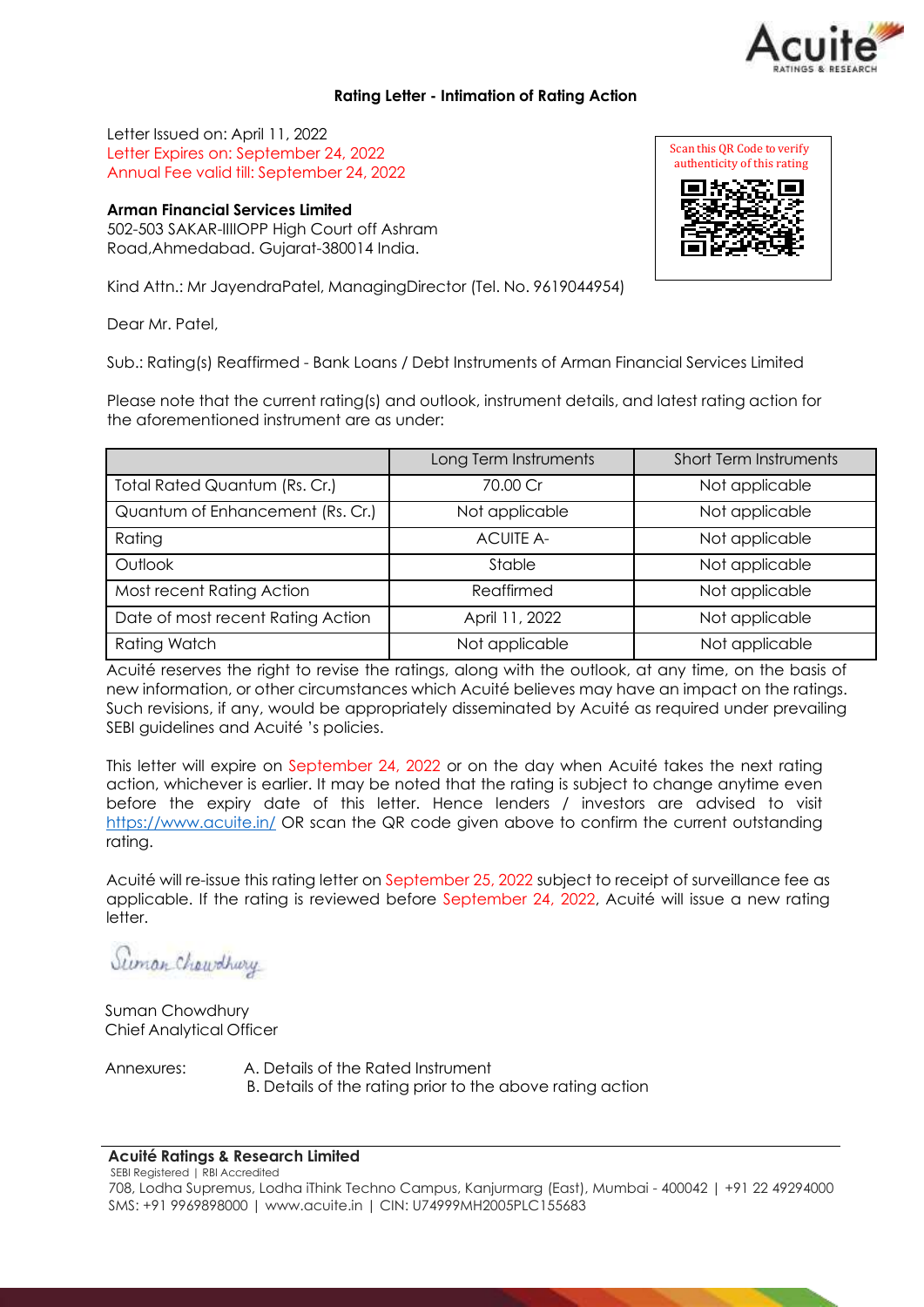## Rating Letter - Intimation of Rating Action

Letter Issued on: April 11, 2022
Letter Expires on: September 24, 2022
Annual Fee valid till: September 24, 2022

Scan this QR Code to verify authenticity of this rating

**Arman Financial Services Limited**
502-503 SAKAR-IIIOPP High Court off Ashram Road,Ahmedabad. Gujarat-380014 India.

Kind Attn.: Mr JayendraPatel, ManagingDirector (Tel. No. 9619044954)

Dear Mr. Patel,

Sub.: Rating(s) Reaffirmed - Bank Loans / Debt Instruments of Arman Financial Services Limited

Please note that the current rating(s) and outlook, instrument details, and latest rating action for the aforementioned instrument are as under:

| | Long Term Instruments | Short Term Instruments |
|---|---|---|
| Total Rated Quantum (Rs. Cr.) | 70.00 Cr | Not applicable |
| Quantum of Enhancement (Rs. Cr.) | Not applicable | Not applicable |
| Rating | ACUITE A- | Not applicable |
| Outlook | Stable | Not applicable |
| Most recent Rating Action | Reaffirmed | Not applicable |
| Date of most recent Rating Action | April 11, 2022 | Not applicable |
| Rating Watch | Not applicable | Not applicable |

Acuité reserves the right to revise the ratings, along with the outlook, at any time, on the basis of new information, or other circumstances which Acuité believes may have an impact on the ratings. Such revisions, if any, would be appropriately disseminated by Acuité as required under prevailing SEBI guidelines and Acuité 's policies.

This letter will expire on September 24, 2022 or on the day when Acuité takes the next rating action, whichever is earlier. It may be noted that the rating is subject to change anytime even before the expiry date of this letter. Hence lenders / investors are advised to visit https://www.acuite.in/ OR scan the QR code given above to confirm the current outstanding rating.

Acuité will re-issue this rating letter on September 25, 2022 subject to receipt of surveillance fee as applicable. If the rating is reviewed before September 24, 2022, Acuité will issue a new rating letter.

Suman Chowdhury
Chief Analytical Officer

Annexures: A. Details of the Rated Instrument
B. Details of the rating prior to the above rating action

**Acuité Ratings & Research Limited**
SEBI Registered | RBI Accredited
708, Lodha Supremus, Lodha iThink Techno Campus, Kanjurmarg (East), Mumbai - 400042 | +91 22 49294000
SMS: +91 9969898000 | www.acuite.in | CIN: U74999MH2005PLC155683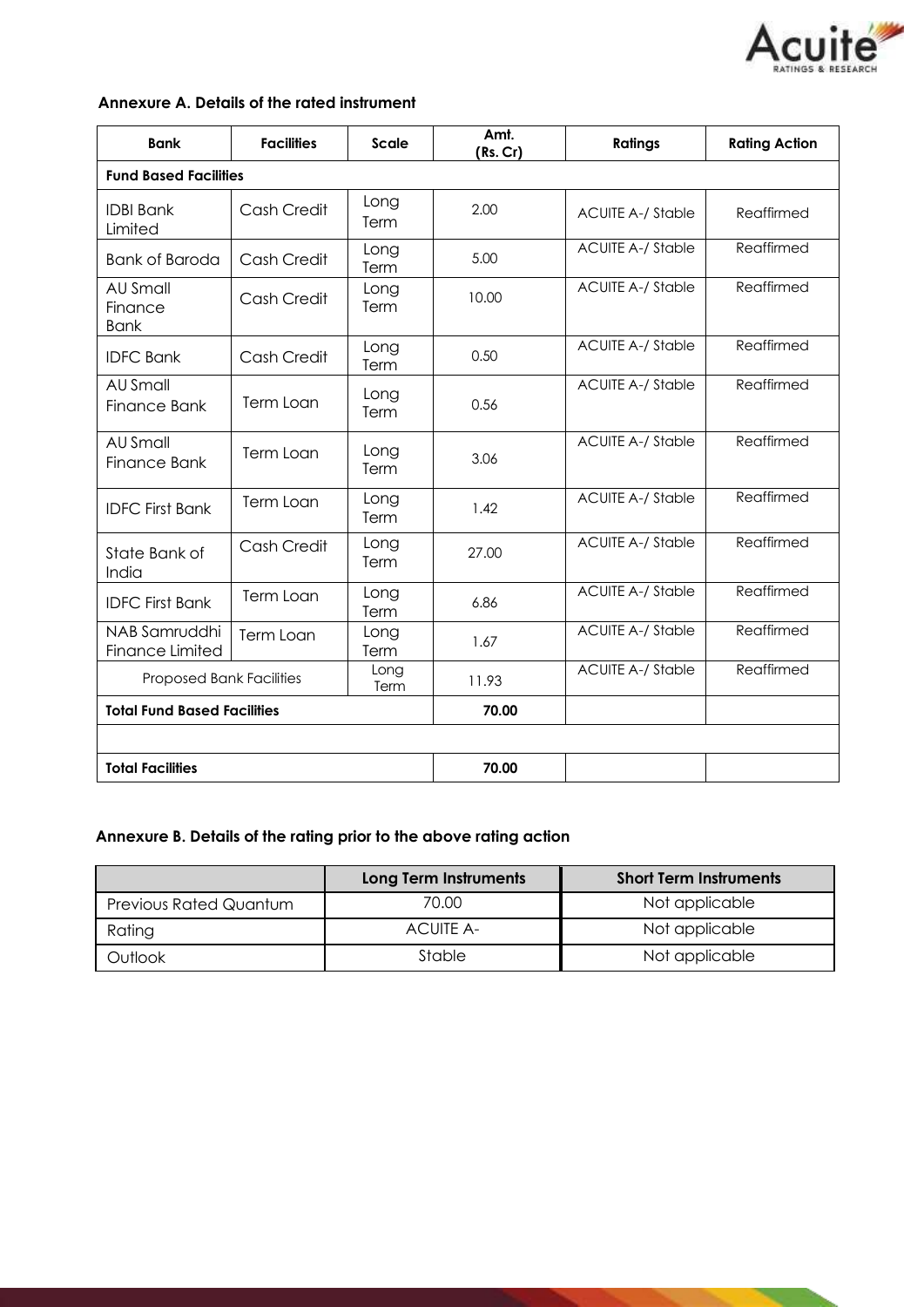### Annexure A. Details of the rated instrument

| Bank | Facilities | Scale | Amt. (Rs. Cr) | Ratings | Rating Action |
|---|---|---|---|---|---|
| **Fund Based Facilities** | | | | | |
| IDBI Bank Limited | Cash Credit | Long Term | 2.00 | ACUITE A-/ Stable | Reaffirmed |
| Bank of Baroda | Cash Credit | Long Term | 5.00 | ACUITE A-/ Stable | Reaffirmed |
| AU Small Finance Bank | Cash Credit | Long Term | 10.00 | ACUITE A-/ Stable | Reaffirmed |
| IDFC Bank | Cash Credit | Long Term | 0.50 | ACUITE A-/ Stable | Reaffirmed |
| AU Small Finance Bank | Term Loan | Long Term | 0.56 | ACUITE A-/ Stable | Reaffirmed |
| AU Small Finance Bank | Term Loan | Long Term | 3.06 | ACUITE A-/ Stable | Reaffirmed |
| IDFC First Bank | Term Loan | Long Term | 1.42 | ACUITE A-/ Stable | Reaffirmed |
| State Bank of India | Cash Credit | Long Term | 27.00 | ACUITE A-/ Stable | Reaffirmed |
| IDFC First Bank | Term Loan | Long Term | 6.86 | ACUITE A-/ Stable | Reaffirmed |
| NAB Samruddhi Finance Limited | Term Loan | Long Term | 1.67 | ACUITE A-/ Stable | Reaffirmed |
| Proposed Bank Facilities | | Long Term | 11.93 | ACUITE A-/ Stable | Reaffirmed |
| **Total Fund Based Facilities** | | | **70.00** | | |
| | | | | | |
| **Total Facilities** | | | **70.00** | | |

### Annexure B. Details of the rating prior to the above rating action

| | Long Term Instruments | Short Term Instruments |
|---|---|---|
| Previous Rated Quantum | 70.00 | Not applicable |
| Rating | ACUITE A- | Not applicable |
| Outlook | Stable | Not applicable |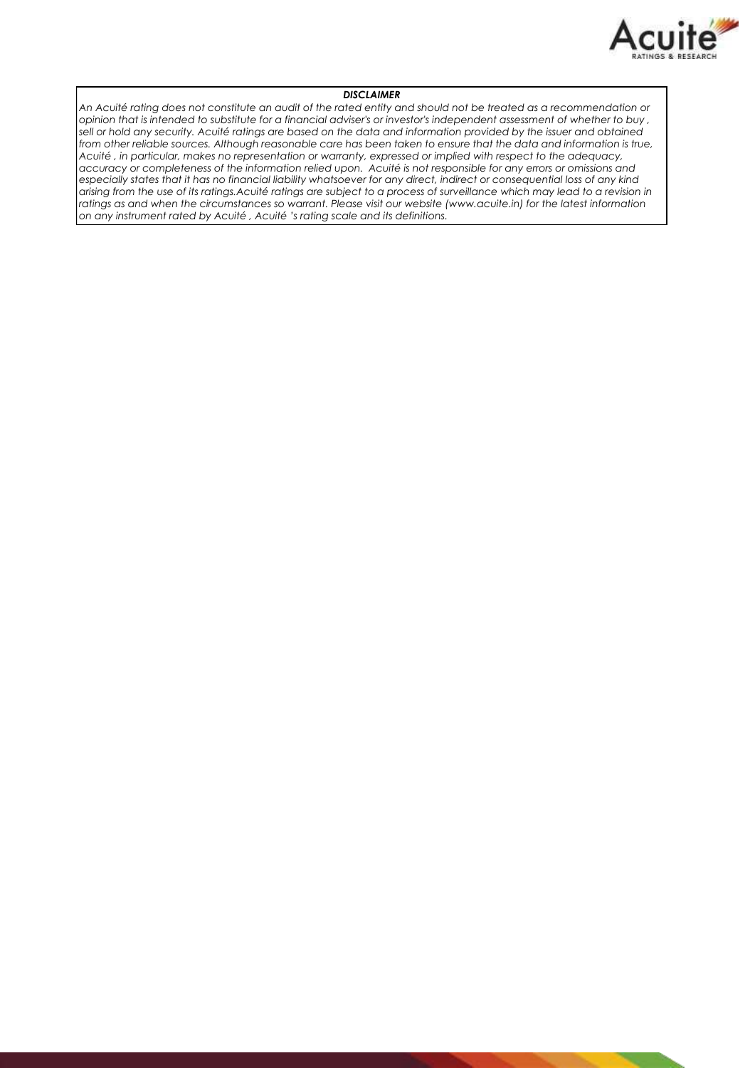***DISCLAIMER***

*An Acuité rating does not constitute an audit of the rated entity and should not be treated as a recommendation or opinion that is intended to substitute for a financial adviser's or investor's independent assessment of whether to buy , sell or hold any security. Acuité ratings are based on the data and information provided by the issuer and obtained from other reliable sources. Although reasonable care has been taken to ensure that the data and information is true, Acuité , in particular, makes no representation or warranty, expressed or implied with respect to the adequacy, accuracy or completeness of the information relied upon. Acuité is not responsible for any errors or omissions and especially states that it has no financial liability whatsoever for any direct, indirect or consequential loss of any kind arising from the use of its ratings.Acuité ratings are subject to a process of surveillance which may lead to a revision in ratings as and when the circumstances so warrant. Please visit our website (www.acuite.in) for the latest information on any instrument rated by Acuité , Acuité 's rating scale and its definitions.*